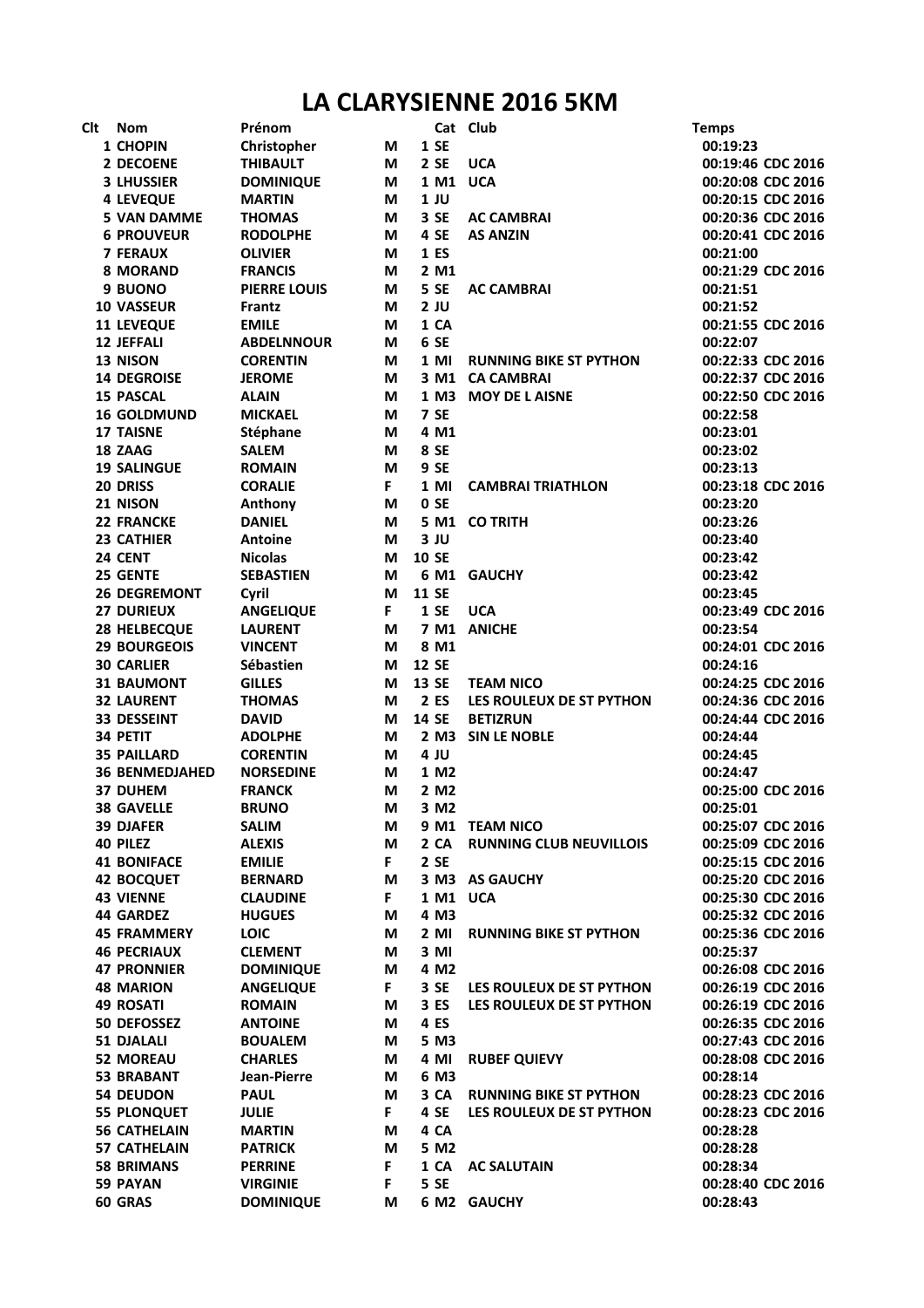# LA CLARYSIENNE 2016 5KM

| Clt | Nom | Prénom | | Cat | Club | Temps | |
|---|---|---|---|---|---|---|---|
| 1 | CHOPIN | Christopher | M | 1 SE | | 00:19:23 | |
| 2 | DECOENE | THIBAULT | M | 2 SE | UCA | 00:19:46 | CDC 2016 |
| 3 | LHUSSIER | DOMINIQUE | M | 1 M1 | UCA | 00:20:08 | CDC 2016 |
| 4 | LEVEQUE | MARTIN | M | 1 JU | | 00:20:15 | CDC 2016 |
| 5 | VAN DAMME | THOMAS | M | 3 SE | AC CAMBRAI | 00:20:36 | CDC 2016 |
| 6 | PROUVEUR | RODOLPHE | M | 4 SE | AS ANZIN | 00:20:41 | CDC 2016 |
| 7 | FERAUX | OLIVIER | M | 1 ES | | 00:21:00 | |
| 8 | MORAND | FRANCIS | M | 2 M1 | | 00:21:29 | CDC 2016 |
| 9 | BUONO | PIERRE LOUIS | M | 5 SE | AC CAMBRAI | 00:21:51 | |
| 10 | VASSEUR | Frantz | M | 2 JU | | 00:21:52 | |
| 11 | LEVEQUE | EMILE | M | 1 CA | | 00:21:55 | CDC 2016 |
| 12 | JEFFALI | ABDELNNOUR | M | 6 SE | | 00:22:07 | |
| 13 | NISON | CORENTIN | M | 1 MI | RUNNING BIKE ST PYTHON | 00:22:33 | CDC 2016 |
| 14 | DEGROISE | JEROME | M | 3 M1 | CA CAMBRAI | 00:22:37 | CDC 2016 |
| 15 | PASCAL | ALAIN | M | 1 M3 | MOY DE L AISNE | 00:22:50 | CDC 2016 |
| 16 | GOLDMUND | MICKAEL | M | 7 SE | | 00:22:58 | |
| 17 | TAISNE | Stéphane | M | 4 M1 | | 00:23:01 | |
| 18 | ZAAG | SALEM | M | 8 SE | | 00:23:02 | |
| 19 | SALINGUE | ROMAIN | M | 9 SE | | 00:23:13 | |
| 20 | DRISS | CORALIE | F | 1 MI | CAMBRAI TRIATHLON | 00:23:18 | CDC 2016 |
| 21 | NISON | Anthony | M | 0 SE | | 00:23:20 | |
| 22 | FRANCKE | DANIEL | M | 5 M1 | CO TRITH | 00:23:26 | |
| 23 | CATHIER | Antoine | M | 3 JU | | 00:23:40 | |
| 24 | CENT | Nicolas | M | 10 SE | | 00:23:42 | |
| 25 | GENTE | SEBASTIEN | M | 6 M1 | GAUCHY | 00:23:42 | |
| 26 | DEGREMONT | Cyril | M | 11 SE | | 00:23:45 | |
| 27 | DURIEUX | ANGELIQUE | F | 1 SE | UCA | 00:23:49 | CDC 2016 |
| 28 | HELBECQUE | LAURENT | M | 7 M1 | ANICHE | 00:23:54 | |
| 29 | BOURGEOIS | VINCENT | M | 8 M1 | | 00:24:01 | CDC 2016 |
| 30 | CARLIER | Sébastien | M | 12 SE | | 00:24:16 | |
| 31 | BAUMONT | GILLES | M | 13 SE | TEAM NICO | 00:24:25 | CDC 2016 |
| 32 | LAURENT | THOMAS | M | 2 ES | LES ROULEUX DE ST PYTHON | 00:24:36 | CDC 2016 |
| 33 | DESSEINT | DAVID | M | 14 SE | BETIZRUN | 00:24:44 | CDC 2016 |
| 34 | PETIT | ADOLPHE | M | 2 M3 | SIN LE NOBLE | 00:24:44 | |
| 35 | PAILLARD | CORENTIN | M | 4 JU | | 00:24:45 | |
| 36 | BENMEDJAHED | NORSEDINE | M | 1 M2 | | 00:24:47 | |
| 37 | DUHEM | FRANCK | M | 2 M2 | | 00:25:00 | CDC 2016 |
| 38 | GAVELLE | BRUNO | M | 3 M2 | | 00:25:01 | |
| 39 | DJAFER | SALIM | M | 9 M1 | TEAM NICO | 00:25:07 | CDC 2016 |
| 40 | PILEZ | ALEXIS | M | 2 CA | RUNNING CLUB NEUVILLOIS | 00:25:09 | CDC 2016 |
| 41 | BONIFACE | EMILIE | F | 2 SE | | 00:25:15 | CDC 2016 |
| 42 | BOCQUET | BERNARD | M | 3 M3 | AS GAUCHY | 00:25:20 | CDC 2016 |
| 43 | VIENNE | CLAUDINE | F | 1 M1 | UCA | 00:25:30 | CDC 2016 |
| 44 | GARDEZ | HUGUES | M | 4 M3 | | 00:25:32 | CDC 2016 |
| 45 | FRAMMERY | LOIC | M | 2 MI | RUNNING BIKE ST PYTHON | 00:25:36 | CDC 2016 |
| 46 | PECRIAUX | CLEMENT | M | 3 MI | | 00:25:37 | |
| 47 | PRONNIER | DOMINIQUE | M | 4 M2 | | 00:26:08 | CDC 2016 |
| 48 | MARION | ANGELIQUE | F | 3 SE | LES ROULEUX DE ST PYTHON | 00:26:19 | CDC 2016 |
| 49 | ROSATI | ROMAIN | M | 3 ES | LES ROULEUX DE ST PYTHON | 00:26:19 | CDC 2016 |
| 50 | DEFOSSEZ | ANTOINE | M | 4 ES | | 00:26:35 | CDC 2016 |
| 51 | DJALALI | BOUALEM | M | 5 M3 | | 00:27:43 | CDC 2016 |
| 52 | MOREAU | CHARLES | M | 4 MI | RUBEF QUIEVY | 00:28:08 | CDC 2016 |
| 53 | BRABANT | Jean-Pierre | M | 6 M3 | | 00:28:14 | |
| 54 | DEUDON | PAUL | M | 3 CA | RUNNING BIKE ST PYTHON | 00:28:23 | CDC 2016 |
| 55 | PLONQUET | JULIE | F | 4 SE | LES ROULEUX DE ST PYTHON | 00:28:23 | CDC 2016 |
| 56 | CATHELAIN | MARTIN | M | 4 CA | | 00:28:28 | |
| 57 | CATHELAIN | PATRICK | M | 5 M2 | | 00:28:28 | |
| 58 | BRIMANS | PERRINE | F | 1 CA | AC SALUTAIN | 00:28:34 | |
| 59 | PAYAN | VIRGINIE | F | 5 SE | | 00:28:40 | CDC 2016 |
| 60 | GRAS | DOMINIQUE | M | 6 M2 | GAUCHY | 00:28:43 | |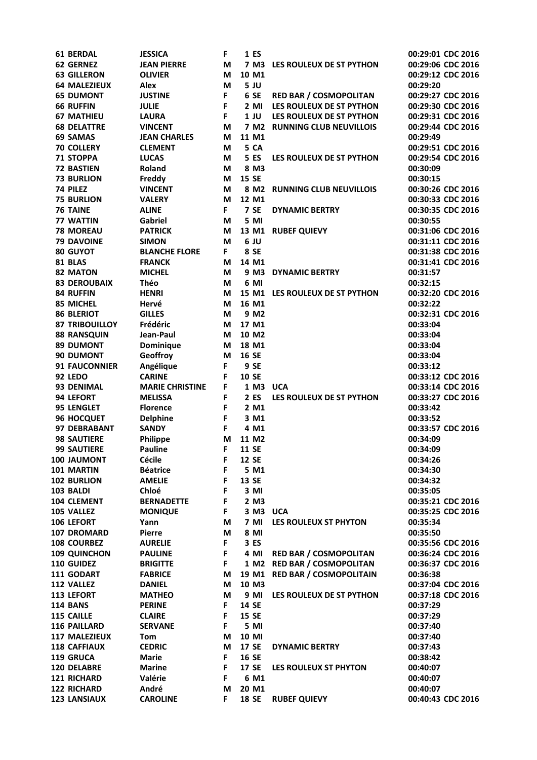| | | | | | | | | |
|---|---|---|---|---|---|---|---|---|
| 61 | BERDAL | JESSICA | F | 1 | ES | | 00:29:01 | CDC 2016 |
| 62 | GERNEZ | JEAN PIERRE | M | 7 | M3 | LES ROULEUX DE ST PYTHON | 00:29:06 | CDC 2016 |
| 63 | GILLERON | OLIVIER | M | 10 | M1 | | 00:29:12 | CDC 2016 |
| 64 | MALEZIEUX | Alex | M | 5 | JU | | 00:29:20 | |
| 65 | DUMONT | JUSTINE | F | 6 | SE | RED BAR / COSMOPOLITAN | 00:29:27 | CDC 2016 |
| 66 | RUFFIN | JULIE | F | 2 | MI | LES ROULEUX DE ST PYTHON | 00:29:30 | CDC 2016 |
| 67 | MATHIEU | LAURA | F | 1 | JU | LES ROULEUX DE ST PYTHON | 00:29:31 | CDC 2016 |
| 68 | DELATTRE | VINCENT | M | 7 | M2 | RUNNING CLUB NEUVILLOIS | 00:29:44 | CDC 2016 |
| 69 | SAMAS | JEAN CHARLES | M | 11 | M1 | | 00:29:49 | |
| 70 | COLLERY | CLEMENT | M | 5 | CA | | 00:29:51 | CDC 2016 |
| 71 | STOPPA | LUCAS | M | 5 | ES | LES ROULEUX DE ST PYTHON | 00:29:54 | CDC 2016 |
| 72 | BASTIEN | Roland | M | 8 | M3 | | 00:30:09 | |
| 73 | BURLION | Freddy | M | 15 | SE | | 00:30:15 | |
| 74 | PILEZ | VINCENT | M | 8 | M2 | RUNNING CLUB NEUVILLOIS | 00:30:26 | CDC 2016 |
| 75 | BURLION | VALERY | M | 12 | M1 | | 00:30:33 | CDC 2016 |
| 76 | TAINE | ALINE | F | 7 | SE | DYNAMIC BERTRY | 00:30:35 | CDC 2016 |
| 77 | WATTIN | Gabriel | M | 5 | MI | | 00:30:55 | |
| 78 | MOREAU | PATRICK | M | 13 | M1 | RUBEF QUIEVY | 00:31:06 | CDC 2016 |
| 79 | DAVOINE | SIMON | M | 6 | JU | | 00:31:11 | CDC 2016 |
| 80 | GUYOT | BLANCHE FLORE | F | 8 | SE | | 00:31:38 | CDC 2016 |
| 81 | BLAS | FRANCK | M | 14 | M1 | | 00:31:41 | CDC 2016 |
| 82 | MATON | MICHEL | M | 9 | M3 | DYNAMIC BERTRY | 00:31:57 | |
| 83 | DEROUBAIX | Théo | M | 6 | MI | | 00:32:15 | |
| 84 | RUFFIN | HENRI | M | 15 | M1 | LES ROULEUX DE ST PYTHON | 00:32:20 | CDC 2016 |
| 85 | MICHEL | Hervé | M | 16 | M1 | | 00:32:22 | |
| 86 | BLERIOT | GILLES | M | 9 | M2 | | 00:32:31 | CDC 2016 |
| 87 | TRIBOUILLOY | Frédéric | M | 17 | M1 | | 00:33:04 | |
| 88 | RANSQUIN | Jean-Paul | M | 10 | M2 | | 00:33:04 | |
| 89 | DUMONT | Dominique | M | 18 | M1 | | 00:33:04 | |
| 90 | DUMONT | Geoffroy | M | 16 | SE | | 00:33:04 | |
| 91 | FAUCONNIER | Angélique | F | 9 | SE | | 00:33:12 | |
| 92 | LEDO | CARINE | F | 10 | SE | | 00:33:12 | CDC 2016 |
| 93 | DENIMAL | MARIE CHRISTINE | F | 1 | M3 | UCA | 00:33:14 | CDC 2016 |
| 94 | LEFORT | MELISSA | F | 2 | ES | LES ROULEUX DE ST PYTHON | 00:33:27 | CDC 2016 |
| 95 | LENGLET | Florence | F | 2 | M1 | | 00:33:42 | |
| 96 | HOCQUET | Delphine | F | 3 | M1 | | 00:33:52 | |
| 97 | DEBRABANT | SANDY | F | 4 | M1 | | 00:33:57 | CDC 2016 |
| 98 | SAUTIERE | Philippe | M | 11 | M2 | | 00:34:09 | |
| 99 | SAUTIERE | Pauline | F | 11 | SE | | 00:34:09 | |
| 100 | JAUMONT | Cécile | F | 12 | SE | | 00:34:26 | |
| 101 | MARTIN | Béatrice | F | 5 | M1 | | 00:34:30 | |
| 102 | BURLION | AMELIE | F | 13 | SE | | 00:34:32 | |
| 103 | BALDI | Chloé | F | 3 | MI | | 00:35:05 | |
| 104 | CLEMENT | BERNADETTE | F | 2 | M3 | | 00:35:21 | CDC 2016 |
| 105 | VALLEZ | MONIQUE | F | 3 | M3 | UCA | 00:35:25 | CDC 2016 |
| 106 | LEFORT | Yann | M | 7 | MI | LES ROULEUX ST PHYTON | 00:35:34 | |
| 107 | DROMARD | Pierre | M | 8 | MI | | 00:35:50 | |
| 108 | COURBEZ | AURELIE | F | 3 | ES | | 00:35:56 | CDC 2016 |
| 109 | QUINCHON | PAULINE | F | 4 | MI | RED BAR / COSMOPOLITAN | 00:36:24 | CDC 2016 |
| 110 | GUIDEZ | BRIGITTE | F | 1 | M2 | RED BAR / COSMOPOLITAN | 00:36:37 | CDC 2016 |
| 111 | GODART | FABRICE | M | 19 | M1 | RED BAR / COSMOPOLITAIN | 00:36:38 | |
| 112 | VALLEZ | DANIEL | M | 10 | M3 | | 00:37:04 | CDC 2016 |
| 113 | LEFORT | MATHEO | M | 9 | MI | LES ROULEUX DE ST PYTHON | 00:37:18 | CDC 2016 |
| 114 | BANS | PERINE | F | 14 | SE | | 00:37:29 | |
| 115 | CAILLE | CLAIRE | F | 15 | SE | | 00:37:29 | |
| 116 | PAILLARD | SERVANE | F | 5 | MI | | 00:37:40 | |
| 117 | MALEZIEUX | Tom | M | 10 | MI | | 00:37:40 | |
| 118 | CAFFIAUX | CEDRIC | M | 17 | SE | DYNAMIC BERTRY | 00:37:43 | |
| 119 | GRUCA | Marie | F | 16 | SE | | 00:38:42 | |
| 120 | DELABRE | Marine | F | 17 | SE | LES ROULEUX ST PHYTON | 00:40:07 | |
| 121 | RICHARD | Valérie | F | 6 | M1 | | 00:40:07 | |
| 122 | RICHARD | André | M | 20 | M1 | | 00:40:07 | |
| 123 | LANSIAUX | CAROLINE | F | 18 | SE | RUBEF QUIEVY | 00:40:43 | CDC 2016 |